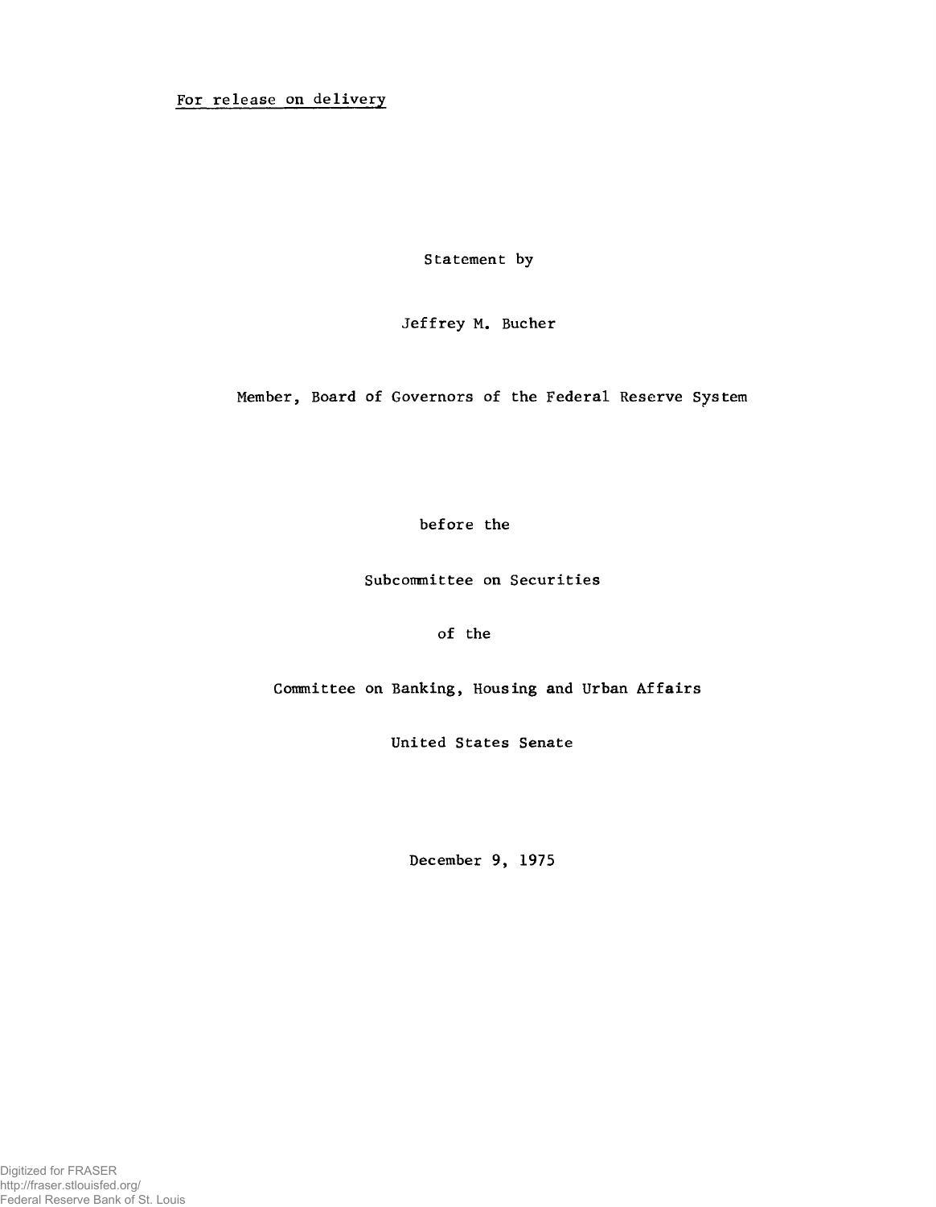For release on delivery

Statement by

Jeffrey M. Bucher

Member, Board of Governors of the Federal Reserve System

before the

Subcommittee on Securities

of the

Committee on Banking, Housing and Urban Affairs

United States Senate

December 9, 1975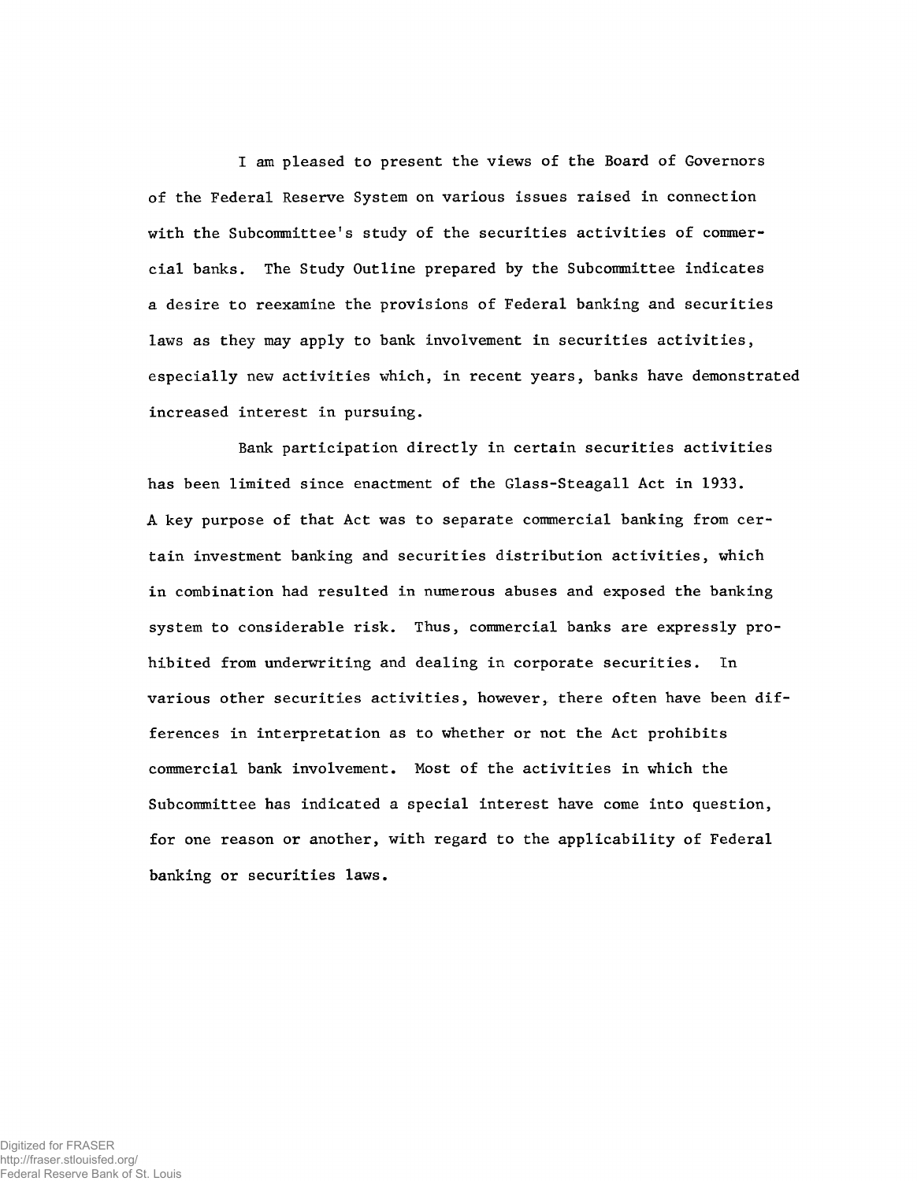I am pleased to present the views of the Board of Governors of the Federal Reserve System on various issues raised in connection with the Subcommittee's study of the securities activities of commercial banks. The Study Outline prepared by the Subcommittee indicates a desire to reexamine the provisions of Federal banking and securities laws as they may apply to bank involvement in securities activities, especially new activities which, in recent years, banks have demonstrated increased interest in pursuing.

Bank participation directly in certain securities activities has been limited since enactment of the Glass-Steagall Act in 1933. A key purpose of that Act was to separate commercial banking from certain investment banking and securities distribution activities, which in combination had resulted in numerous abuses and exposed the banking system to considerable risk. Thus, commercial banks are expressly prohibited from underwriting and dealing in corporate securities. In various other securities activities, however, there often have been differences in interpretation as to whether or not the Act prohibits commercial bank involvement. Most of the activities in which the Subcommittee has indicated a special interest have come into question, for one reason or another, with regard to the applicability of Federal banking or securities laws.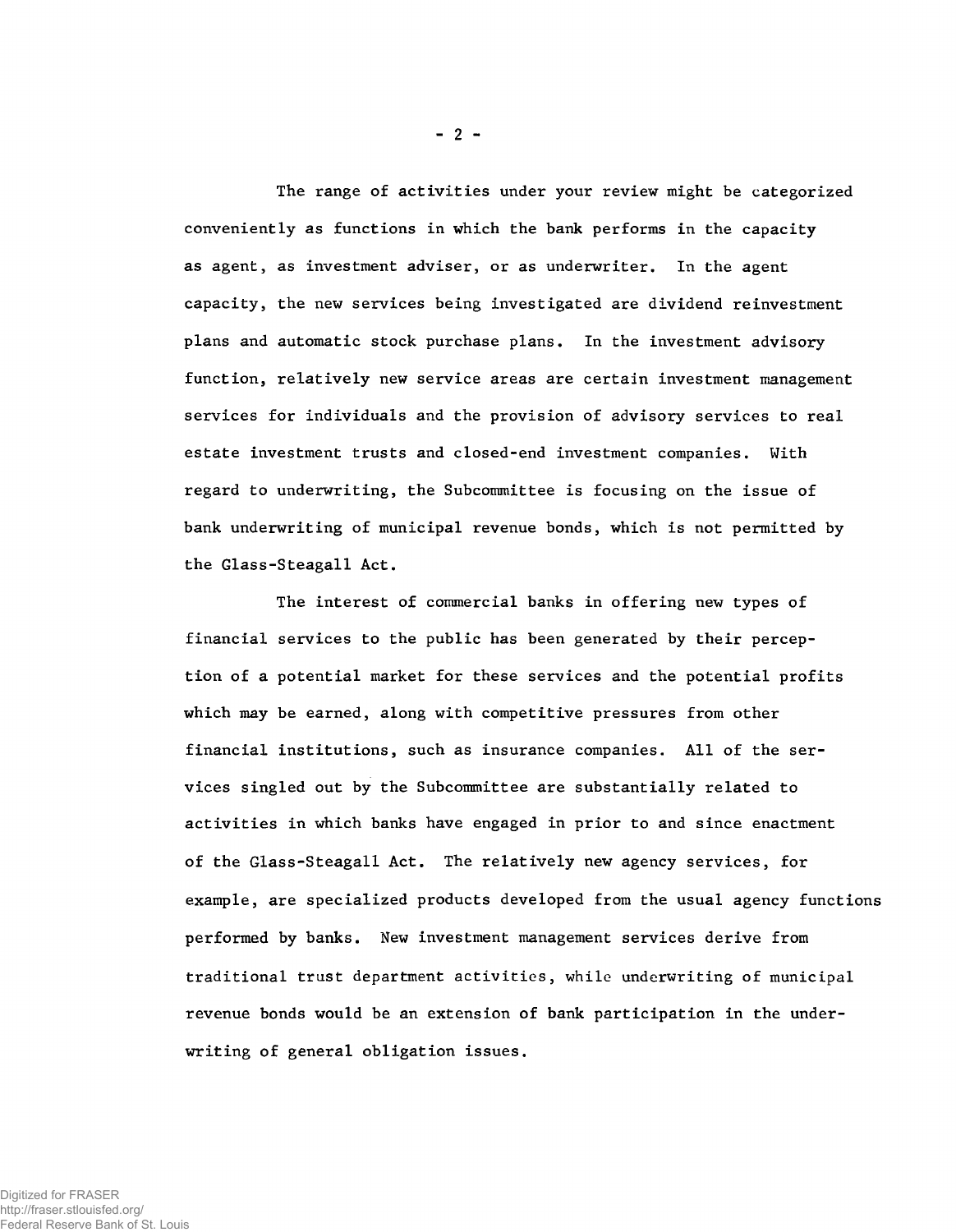The range of activities under your review might be categorized conveniently as functions in which the bank performs in the capacity as agent, as investment adviser, or as underwriter. In the agent capacity, the new services being investigated are dividend reinvestment plans and automatic stock purchase plans. In the investment advisory function, relatively new service areas are certain investment management services for individuals and the provision of advisory services to real estate investment trusts and closed-end investment companies. With regard to underwriting, the Subcommittee is focusing on the issue of bank underwriting of municipal revenue bonds, which is not permitted by the Glass-Steagall Act.

The interest of commercial banks in offering new types of financial services to the public has been generated by their perception of a potential market for these services and the potential profits which may be earned, along with competitive pressures from other financial institutions, such as insurance companies. All of the services singled out by the Subcommittee are substantially related to activities in which banks have engaged in prior to and since enactment of the Glass-Steagall Act. The relatively new agency services, for example, are specialized products developed from the usual agency functions performed by banks. New investment management services derive from traditional trust department activities, while underwriting of municipal revenue bonds would be an extension of bank participation in the underwriting of general obligation issues.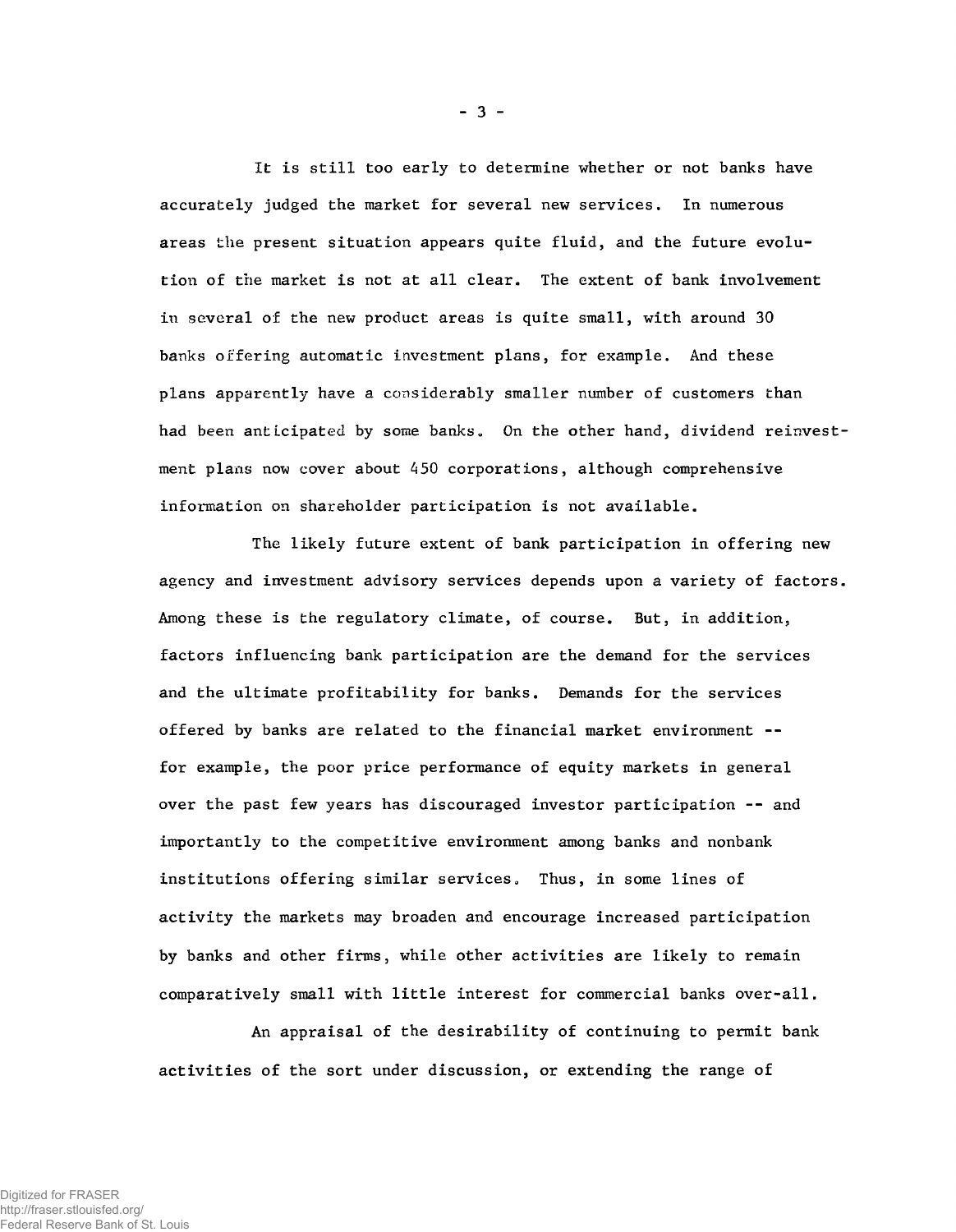It is still too early to determine whether or not banks have accurately judged the market for several new services. In numerous areas the present situation appears quite fluid, and the future evolution of the market is not at all clear. The extent of bank involvement in several of the new product areas is quite small, with around 30 banks offering automatic investment plans, for example. And these plans apparently have a considerably smaller number of customers than had been anticipated by some banks. On the other hand, dividend reinvestment plans now cover about 450 corporations, although comprehensive information on shareholder participation is not available.

The likely future extent of bank participation in offering new agency and investment advisory services depends upon a variety of factors. Among these is the regulatory climate, of course. But, in addition, factors influencing bank participation are the demand for the services and the ultimate profitability for banks. Demands for the services offered by banks are related to the financial market environment -- for example, the poor price performance of equity markets in general over the past few years has discouraged investor participation -- and importantly to the competitive environment among banks and nonbank institutions offering similar services. Thus, in some lines of activity the markets may broaden and encourage increased participation by banks and other firms, while other activities are likely to remain comparatively small with little interest for commercial banks over-all.

An appraisal of the desirability of continuing to permit bank activities of the sort under discussion, or extending the range of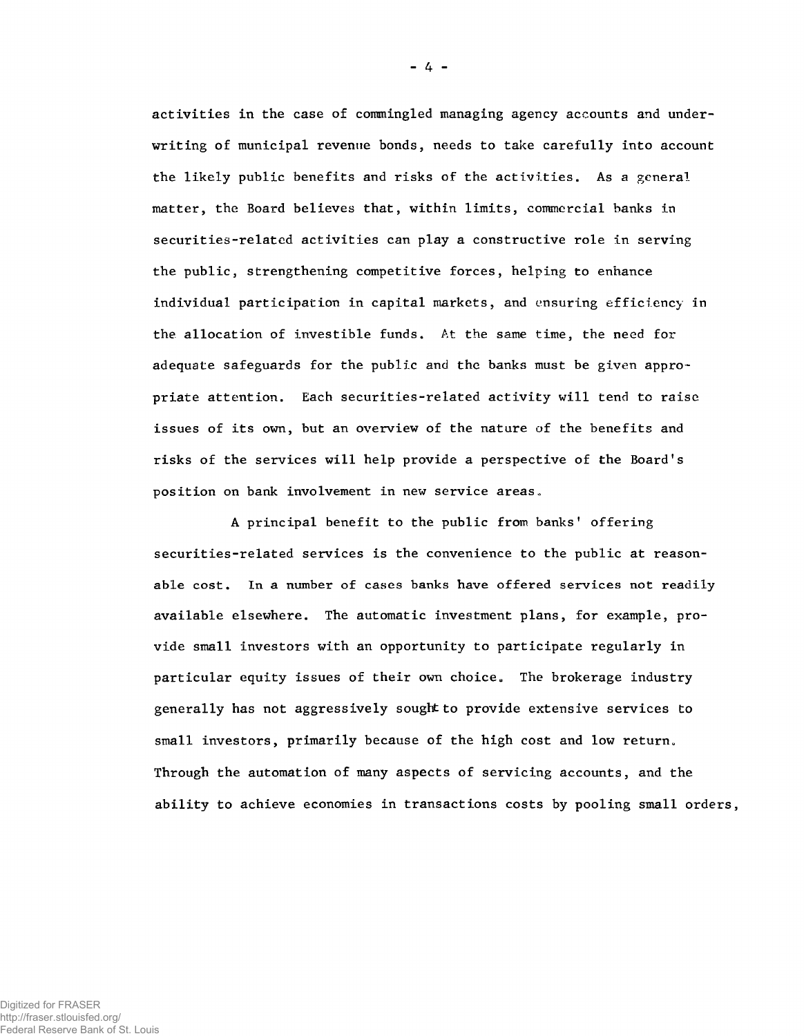activities in the case of commingled managing agency accounts and underwriting of municipal revenue bonds, needs to take carefully into account the likely public benefits and risks of the activities. As a general matter, the Board believes that, within limits, commercial banks in securities-related activities can play a constructive role in serving the public, strengthening competitive forces, helping to enhance individual participation in capital markets, and ensuring efficiency in the allocation of investible funds. At the same time, the need for adequate safeguards for the public and the banks must be given appropriate attention. Each securities-related activity will tend to raise issues of its own, but an overview of the nature of the benefits and risks of the services will help provide a perspective of the Board's position on bank involvement in new service areas.

A principal benefit to the public from banks' offering securities-related services is the convenience to the public at reasonable cost. In a number of cases banks have offered services not readily available elsewhere. The automatic investment plans, for example, provide small investors with an opportunity to participate regularly in particular equity issues of their own choice. The brokerage industry generally has not aggressively sought to provide extensive services to small investors, primarily because of the high cost and low return. Through the automation of many aspects of servicing accounts, and the ability to achieve economies in transactions costs by pooling small orders,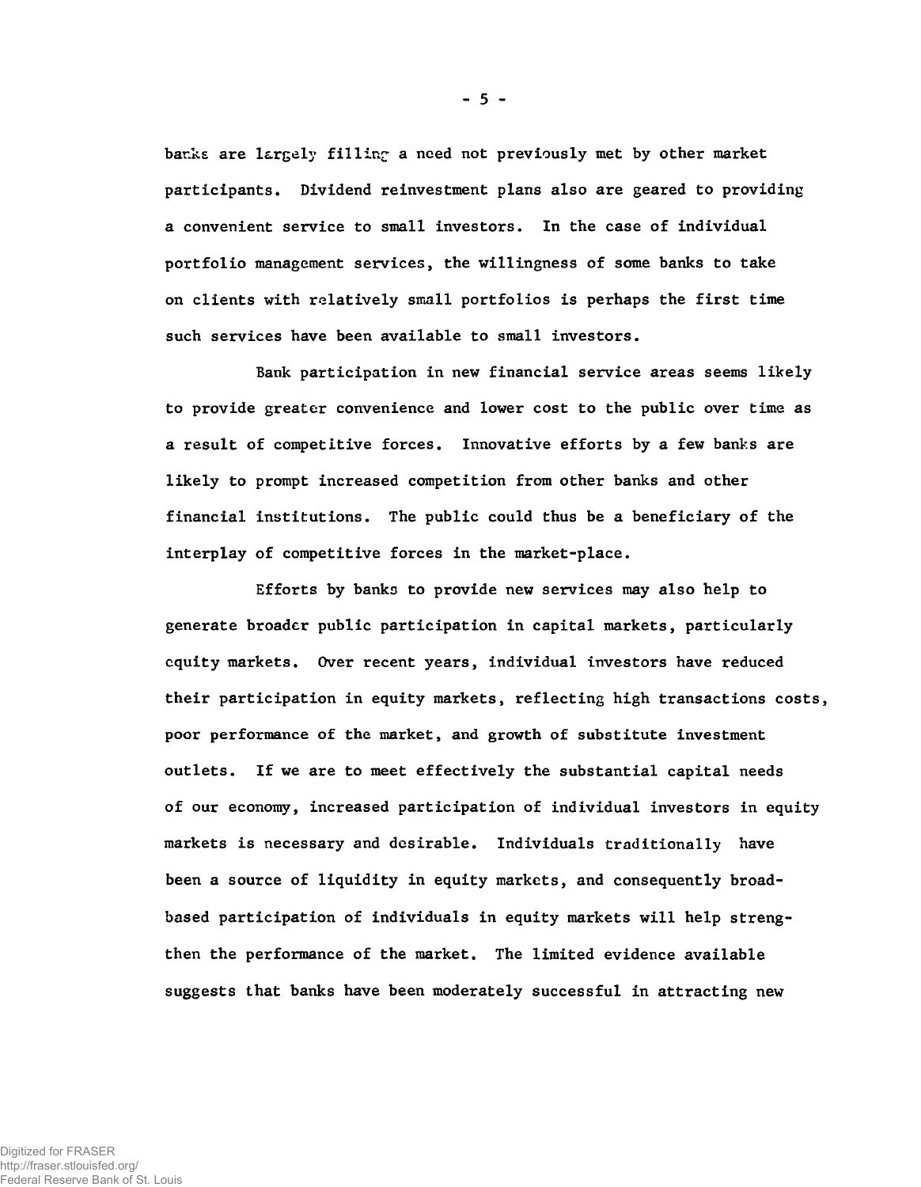banks are largely filling a need not previously met by other market participants. Dividend reinvestment plans also are geared to providing a convenient service to small investors. In the case of individual portfolio management services, the willingness of some banks to take on clients with relatively small portfolios is perhaps the first time such services have been available to small investors.

Bank participation in new financial service areas seems likely to provide greater convenience and lower cost to the public over time as a result of competitive forces. Innovative efforts by a few banks are likely to prompt increased competition from other banks and other financial institutions. The public could thus be a beneficiary of the interplay of competitive forces in the market-place.

Efforts by banks to provide new services may also help to generate broader public participation in capital markets, particularly equity markets. Over recent years, individual investors have reduced their participation in equity markets, reflecting high transactions costs, poor performance of the market, and growth of substitute investment outlets. If we are to meet effectively the substantial capital needs of our economy, increased participation of individual investors in equity markets is necessary and desirable. Individuals traditionally have been a source of liquidity in equity markets, and consequently broad-based participation of individuals in equity markets will help strengthen the performance of the market. The limited evidence available suggests that banks have been moderately successful in attracting new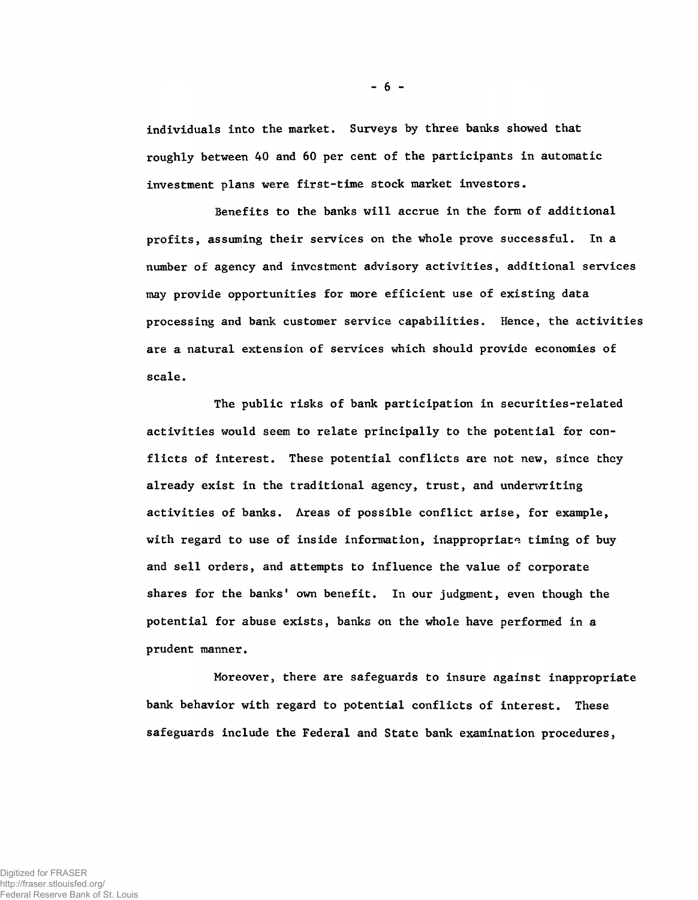individuals into the market. Surveys by three banks showed that roughly between 40 and 60 per cent of the participants in automatic investment plans were first-time stock market investors.

Benefits to the banks will accrue in the form of additional profits, assuming their services on the whole prove successful. In a number of agency and investment advisory activities, additional services may provide opportunities for more efficient use of existing data processing and bank customer service capabilities. Hence, the activities are a natural extension of services which should provide economies of scale.

The public risks of bank participation in securities-related activities would seem to relate principally to the potential for conflicts of interest. These potential conflicts are not new, since they already exist in the traditional agency, trust, and underwriting activities of banks. Areas of possible conflict arise, for example, with regard to use of inside information, inappropriate timing of buy and sell orders, and attempts to influence the value of corporate shares for the banks' own benefit. In our judgment, even though the potential for abuse exists, banks on the whole have performed in a prudent manner.

Moreover, there are safeguards to insure against inappropriate bank behavior with regard to potential conflicts of interest. These safeguards include the Federal and State bank examination procedures,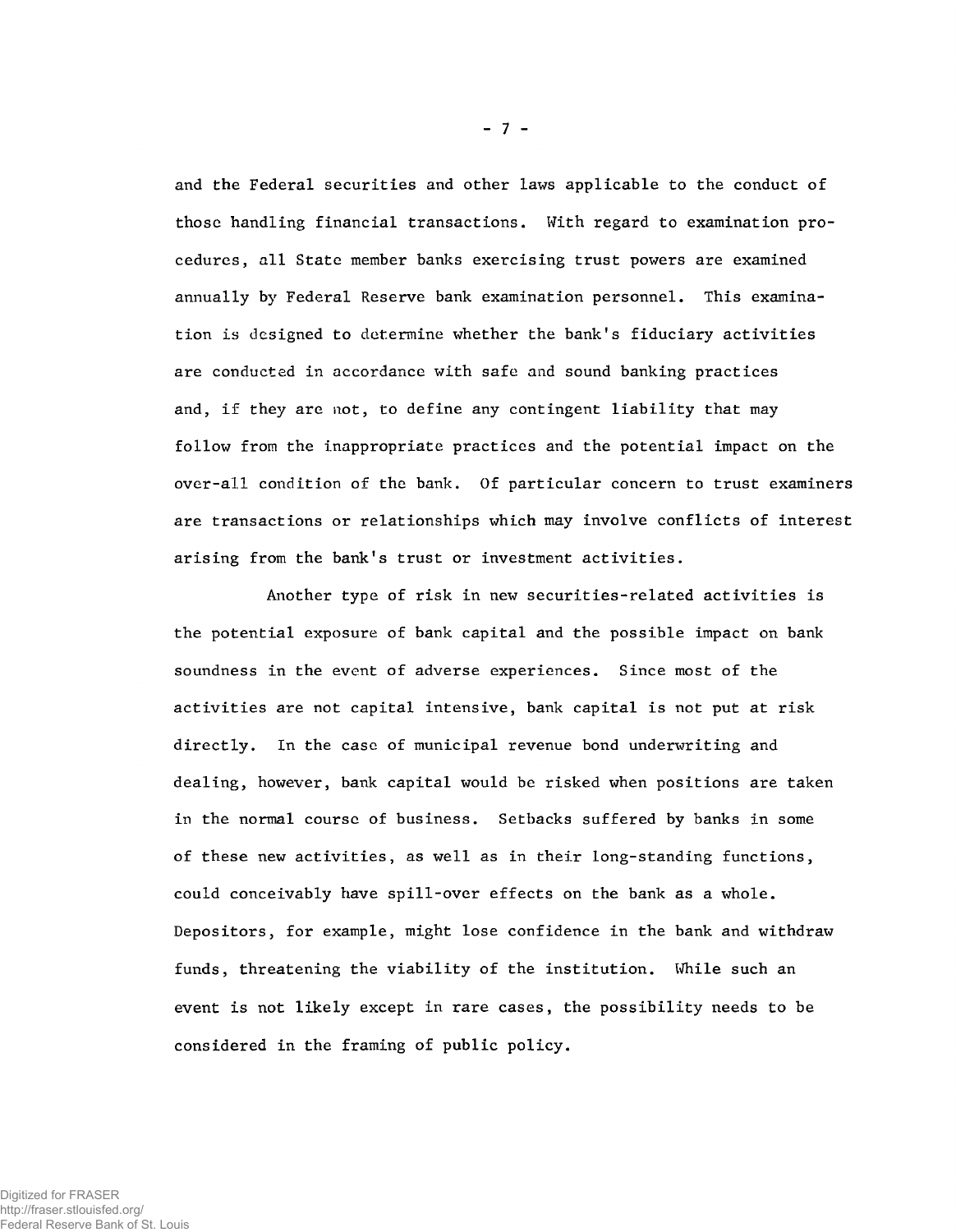and the Federal securities and other laws applicable to the conduct of those handling financial transactions. With regard to examination procedures, all State member banks exercising trust powers are examined annually by Federal Reserve bank examination personnel. This examination is designed to determine whether the bank's fiduciary activities are conducted in accordance with safe and sound banking practices and, if they are not, to define any contingent liability that may follow from the inappropriate practices and the potential impact on the over-all condition of the bank. Of particular concern to trust examiners are transactions or relationships which may involve conflicts of interest arising from the bank's trust or investment activities.

Another type of risk in new securities-related activities is the potential exposure of bank capital and the possible impact on bank soundness in the event of adverse experiences. Since most of the activities are not capital intensive, bank capital is not put at risk directly. In the case of municipal revenue bond underwriting and dealing, however, bank capital would be risked when positions are taken in the normal course of business. Setbacks suffered by banks in some of these new activities, as well as in their long-standing functions, could conceivably have spill-over effects on the bank as a whole. Depositors, for example, might lose confidence in the bank and withdraw funds, threatening the viability of the institution. While such an event is not likely except in rare cases, the possibility needs to be considered in the framing of public policy.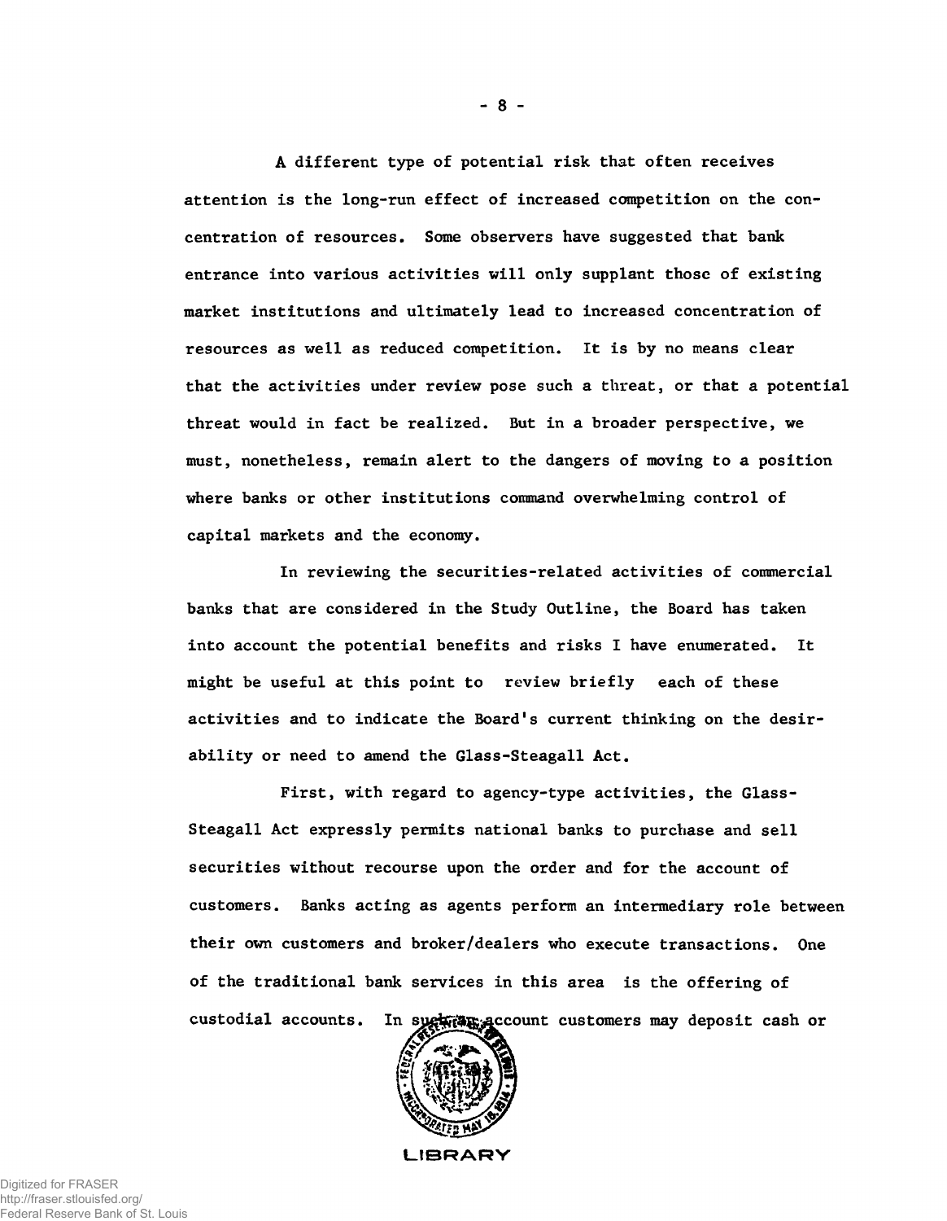A different type of potential risk that often receives attention is the long-run effect of increased competition on the concentration of resources. Some observers have suggested that bank entrance into various activities will only supplant those of existing market institutions and ultimately lead to increased concentration of resources as well as reduced competition. It is by no means clear that the activities under review pose such a threat, or that a potential threat would in fact be realized. But in a broader perspective, we must, nonetheless, remain alert to the dangers of moving to a position where banks or other institutions command overwhelming control of capital markets and the economy.

In reviewing the securities-related activities of commercial banks that are considered in the Study Outline, the Board has taken into account the potential benefits and risks I have enumerated. It might be useful at this point to review briefly each of these activities and to indicate the Board's current thinking on the desirability or need to amend the Glass-Steagall Act.

First, with regard to agency-type activities, the Glass-Steagall Act expressly permits national banks to purchase and sell securities without recourse upon the order and for the account of customers. Banks acting as agents perform an intermediary role between their own customers and broker/dealers who execute transactions. One of the traditional bank services in this area is the offering of custodial accounts. In such an account customers may deposit cash or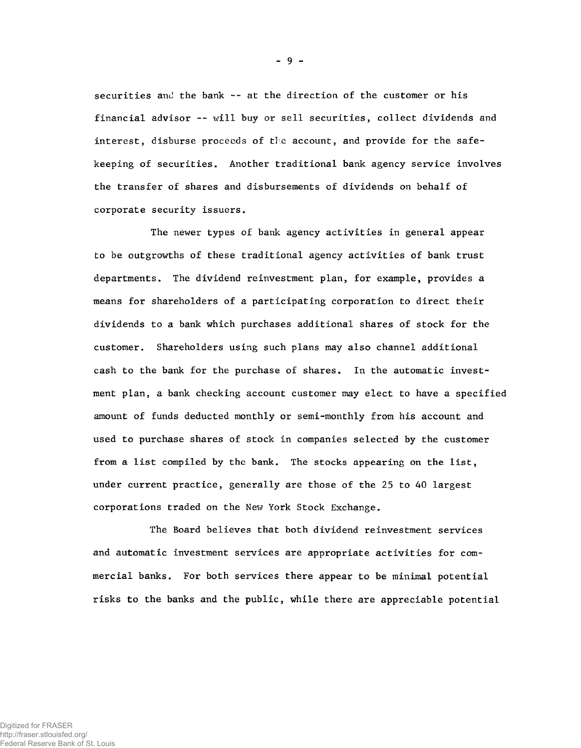securities and the bank -- at the direction of the customer or his financial advisor -- will buy or sell securities, collect dividends and interest, disburse proceeds of the account, and provide for the safekeeping of securities. Another traditional bank agency service involves the transfer of shares and disbursements of dividends on behalf of corporate security issuers.

The newer types of bank agency activities in general appear to be outgrowths of these traditional agency activities of bank trust departments. The dividend reinvestment plan, for example, provides a means for shareholders of a participating corporation to direct their dividends to a bank which purchases additional shares of stock for the customer. Shareholders using such plans may also channel additional cash to the bank for the purchase of shares. In the automatic investment plan, a bank checking account customer may elect to have a specified amount of funds deducted monthly or semi-monthly from his account and used to purchase shares of stock in companies selected by the customer from a list compiled by the bank. The stocks appearing on the list, under current practice, generally are those of the 25 to 40 largest corporations traded on the New York Stock Exchange.

The Board believes that both dividend reinvestment services and automatic investment services are appropriate activities for commercial banks. For both services there appear to be minimal potential risks to the banks and the public, while there are appreciable potential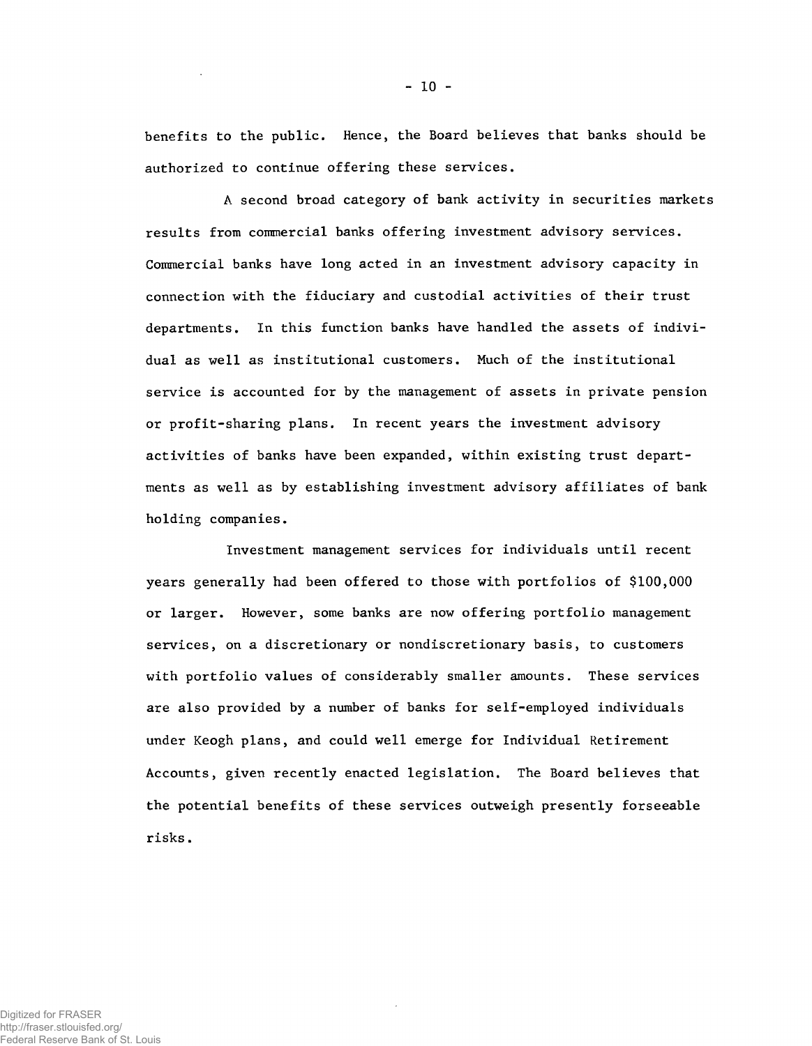benefits to the public. Hence, the Board believes that banks should be authorized to continue offering these services.

A second broad category of bank activity in securities markets results from commercial banks offering investment advisory services. Commercial banks have long acted in an investment advisory capacity in connection with the fiduciary and custodial activities of their trust departments. In this function banks have handled the assets of individual as well as institutional customers. Much of the institutional service is accounted for by the management of assets in private pension or profit-sharing plans. In recent years the investment advisory activities of banks have been expanded, within existing trust departments as well as by establishing investment advisory affiliates of bank holding companies.

Investment management services for individuals until recent years generally had been offered to those with portfolios of $100,000 or larger. However, some banks are now offering portfolio management services, on a discretionary or nondiscretionary basis, to customers with portfolio values of considerably smaller amounts. These services are also provided by a number of banks for self-employed individuals under Keogh plans, and could well emerge for Individual Retirement Accounts, given recently enacted legislation. The Board believes that the potential benefits of these services outweigh presently forseeable risks.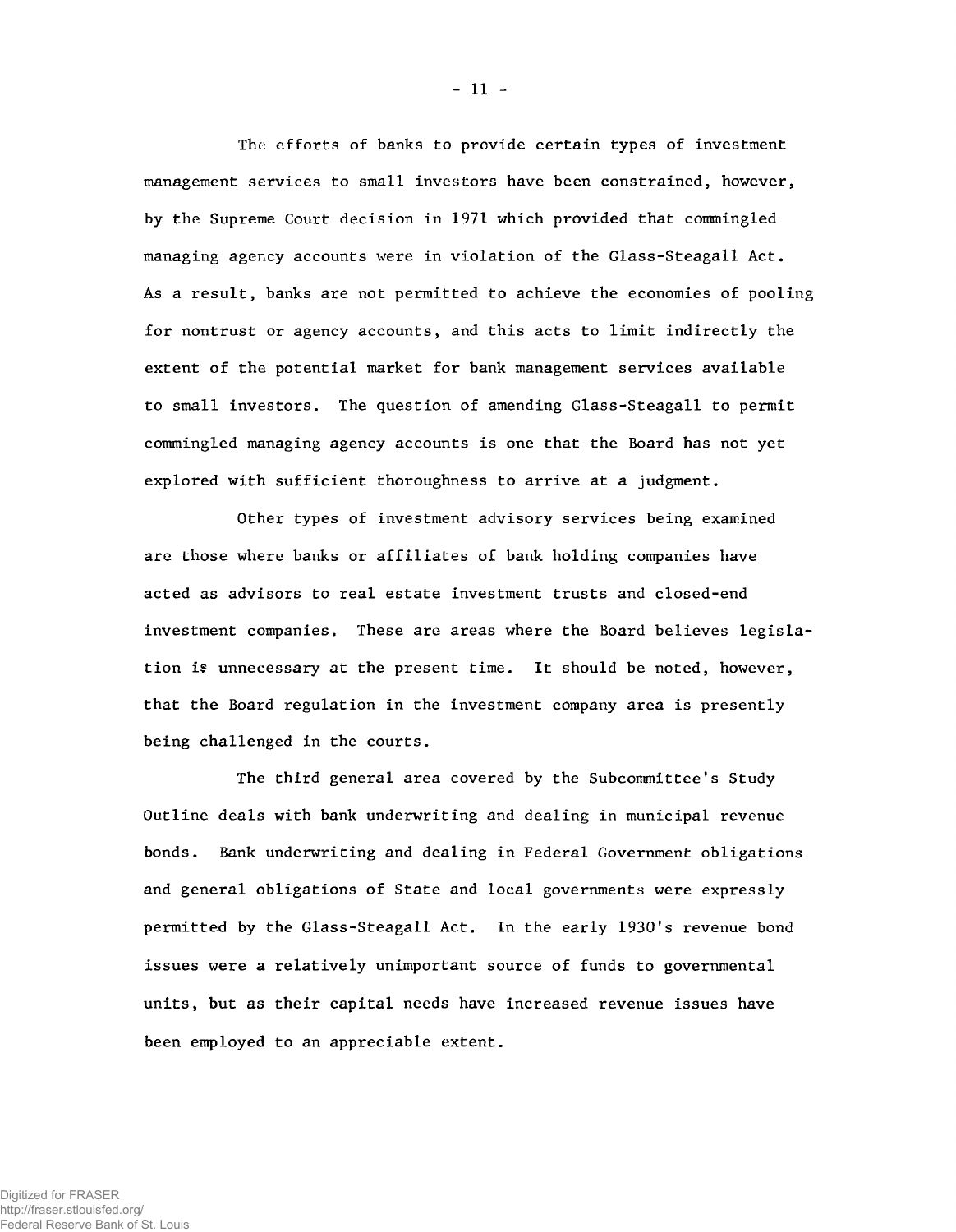The efforts of banks to provide certain types of investment management services to small investors have been constrained, however, by the Supreme Court decision in 1971 which provided that commingled managing agency accounts were in violation of the Glass-Steagall Act. As a result, banks are not permitted to achieve the economies of pooling for nontrust or agency accounts, and this acts to limit indirectly the extent of the potential market for bank management services available to small investors. The question of amending Glass-Steagall to permit commingled managing agency accounts is one that the Board has not yet explored with sufficient thoroughness to arrive at a judgment.

Other types of investment advisory services being examined are those where banks or affiliates of bank holding companies have acted as advisors to real estate investment trusts and closed-end investment companies. These are areas where the Board believes legislation is unnecessary at the present time. It should be noted, however, that the Board regulation in the investment company area is presently being challenged in the courts.

The third general area covered by the Subcommittee's Study Outline deals with bank underwriting and dealing in municipal revenue bonds. Bank underwriting and dealing in Federal Government obligations and general obligations of State and local governments were expressly permitted by the Glass-Steagall Act. In the early 1930's revenue bond issues were a relatively unimportant source of funds to governmental units, but as their capital needs have increased revenue issues have been employed to an appreciable extent.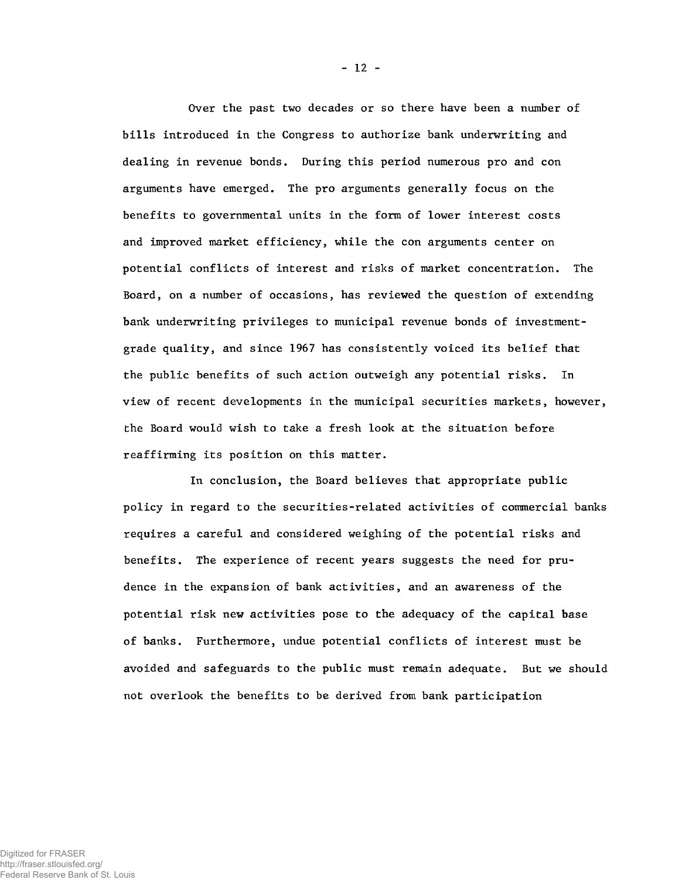Over the past two decades or so there have been a number of bills introduced in the Congress to authorize bank underwriting and dealing in revenue bonds. During this period numerous pro and con arguments have emerged. The pro arguments generally focus on the benefits to governmental units in the form of lower interest costs and improved market efficiency, while the con arguments center on potential conflicts of interest and risks of market concentration. The Board, on a number of occasions, has reviewed the question of extending bank underwriting privileges to municipal revenue bonds of investment-grade quality, and since 1967 has consistently voiced its belief that the public benefits of such action outweigh any potential risks. In view of recent developments in the municipal securities markets, however, the Board would wish to take a fresh look at the situation before reaffirming its position on this matter.

In conclusion, the Board believes that appropriate public policy in regard to the securities-related activities of commercial banks requires a careful and considered weighing of the potential risks and benefits. The experience of recent years suggests the need for prudence in the expansion of bank activities, and an awareness of the potential risk new activities pose to the adequacy of the capital base of banks. Furthermore, undue potential conflicts of interest must be avoided and safeguards to the public must remain adequate. But we should not overlook the benefits to be derived from bank participation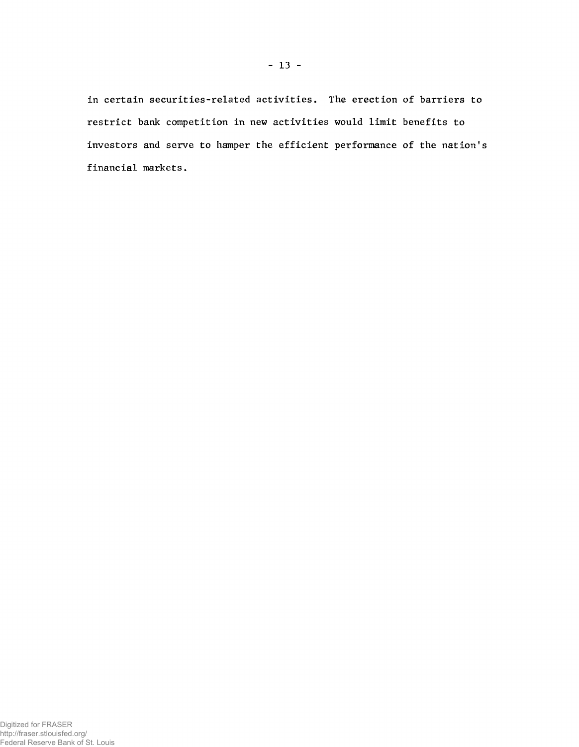in certain securities-related activities. The erection of barriers to restrict bank competition in new activities would limit benefits to investors and serve to hamper the efficient performance of the nation's financial markets.